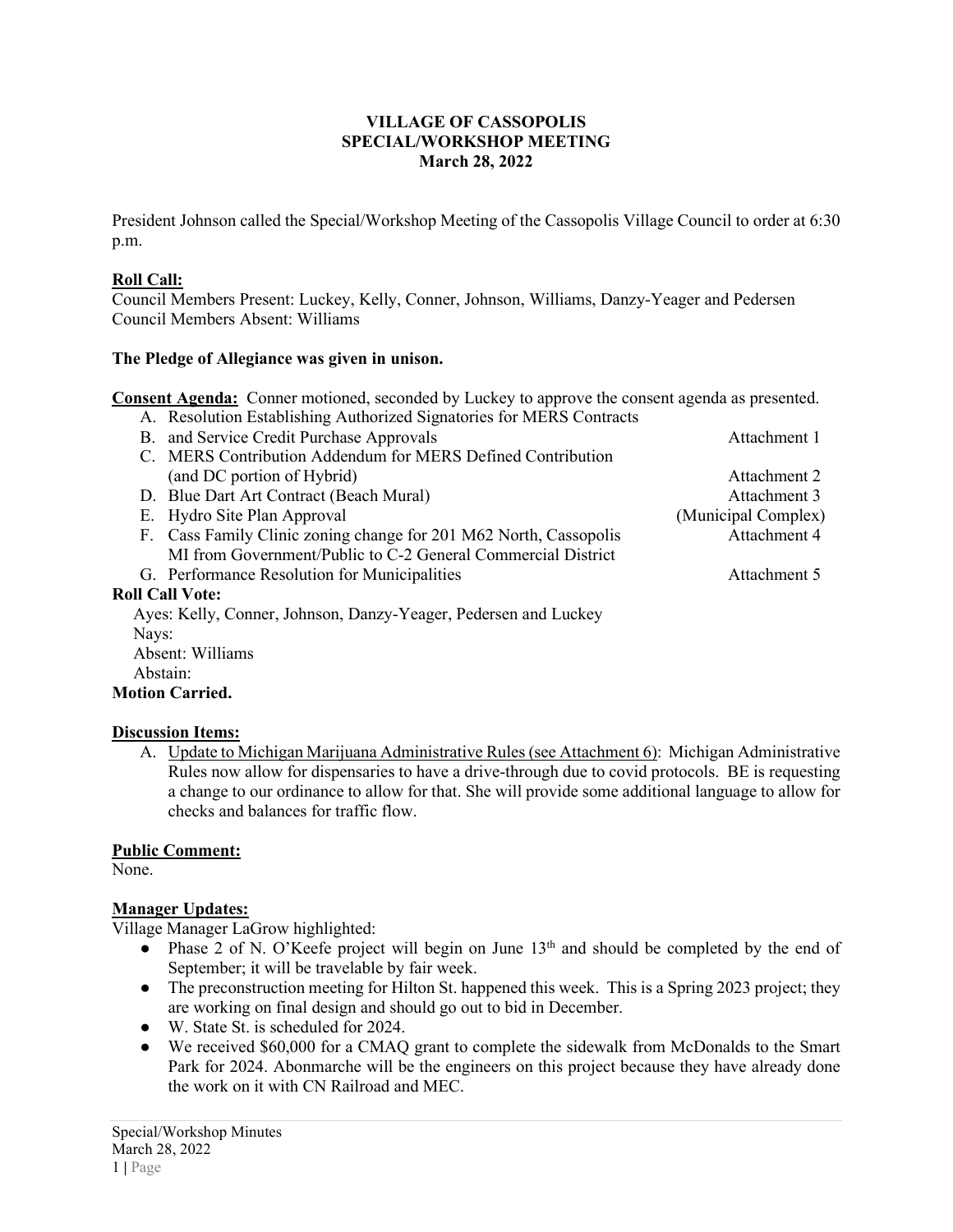# VILLAGE OF CASSOPOLIS
## SPECIAL/WORKSHOP MEETING
### March 28, 2022

President Johnson called the Special/Workshop Meeting of the Cassopolis Village Council to order at 6:30 p.m.

**Roll Call:**
Council Members Present: Luckey, Kelly, Conner, Johnson, Williams, Danzy-Yeager and Pedersen
Council Members Absent: Williams

**The Pledge of Allegiance was given in unison.**

**Consent Agenda:** Conner motioned, seconded by Luckey to approve the consent agenda as presented.

A. Resolution Establishing Authorized Signatories for MERS Contracts
B. and Service Credit Purchase Approvals — Attachment 1
C. MERS Contribution Addendum for MERS Defined Contribution (and DC portion of Hybrid) — Attachment 2
D. Blue Dart Art Contract (Beach Mural) — Attachment 3
E. Hydro Site Plan Approval — (Municipal Complex)
F. Cass Family Clinic zoning change for 201 M62 North, Cassopolis MI from Government/Public to C-2 General Commercial District — Attachment 4
G. Performance Resolution for Municipalities — Attachment 5

**Roll Call Vote:**
Ayes: Kelly, Conner, Johnson, Danzy-Yeager, Pedersen and Luckey
Nays:
Absent: Williams
Abstain:

**Motion Carried.**

**Discussion Items:**

A. Update to Michigan Marijuana Administrative Rules (see Attachment 6): Michigan Administrative Rules now allow for dispensaries to have a drive-through due to covid protocols. BE is requesting a change to our ordinance to allow for that. She will provide some additional language to allow for checks and balances for traffic flow.

**Public Comment:**
None.

**Manager Updates:**
Village Manager LaGrow highlighted:

- Phase 2 of N. O'Keefe project will begin on June 13th and should be completed by the end of September; it will be travelable by fair week.
- The preconstruction meeting for Hilton St. happened this week. This is a Spring 2023 project; they are working on final design and should go out to bid in December.
- W. State St. is scheduled for 2024.
- We received $60,000 for a CMAQ grant to complete the sidewalk from McDonalds to the Smart Park for 2024. Abonmarche will be the engineers on this project because they have already done the work on it with CN Railroad and MEC.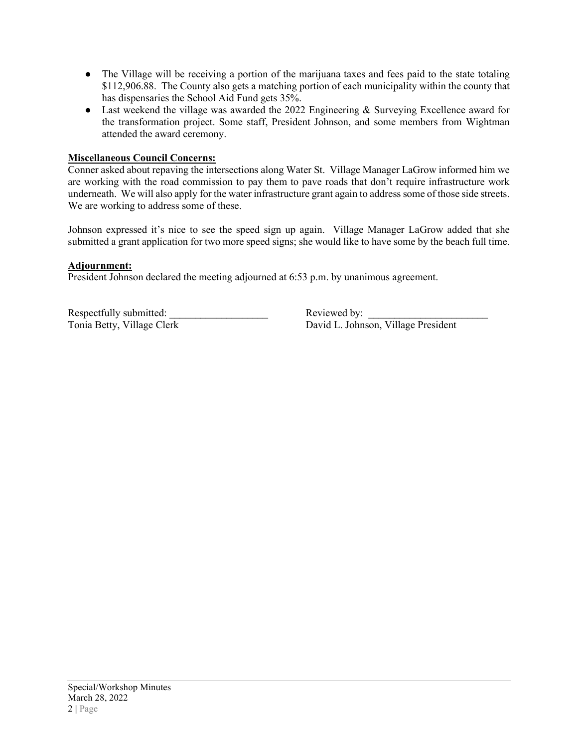- The Village will be receiving a portion of the marijuana taxes and fees paid to the state totaling $112,906.88. The County also gets a matching portion of each municipality within the county that has dispensaries the School Aid Fund gets 35%.
- Last weekend the village was awarded the 2022 Engineering & Surveying Excellence award for the transformation project. Some staff, President Johnson, and some members from Wightman attended the award ceremony.

**Miscellaneous Council Concerns:**

Conner asked about repaving the intersections along Water St. Village Manager LaGrow informed him we are working with the road commission to pay them to pave roads that don't require infrastructure work underneath. We will also apply for the water infrastructure grant again to address some of those side streets. We are working to address some of these.

Johnson expressed it's nice to see the speed sign up again. Village Manager LaGrow added that she submitted a grant application for two more speed signs; she would like to have some by the beach full time.

**Adjournment:**

President Johnson declared the meeting adjourned at 6:53 p.m. by unanimous agreement.

Respectfully submitted: ___________________
Tonia Betty, Village Clerk

Reviewed by: _______________________
David L. Johnson, Village President